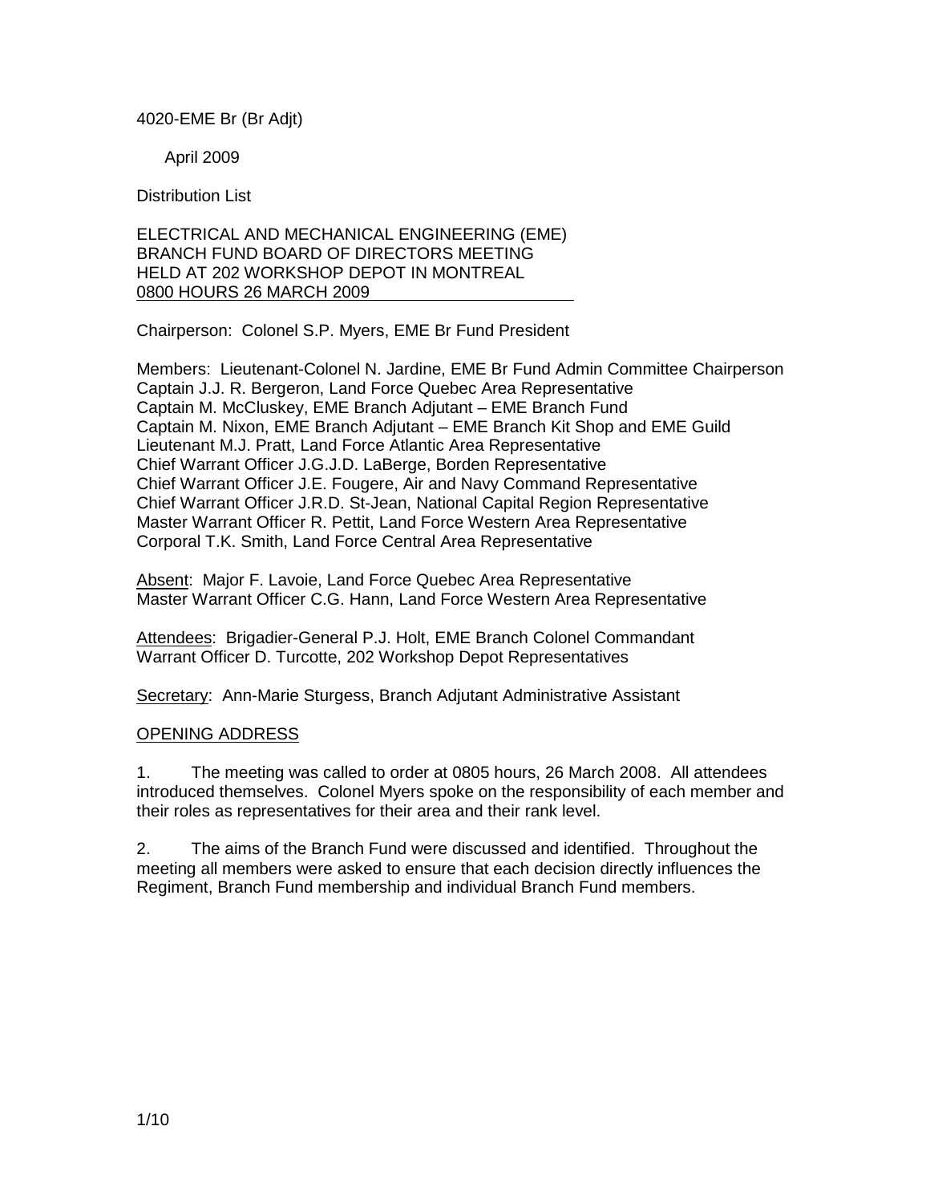4020-EME Br (Br Adjt)

April 2009

Distribution List

ELECTRICAL AND MECHANICAL ENGINEERING (EME)
BRANCH FUND BOARD OF DIRECTORS MEETING
HELD AT 202 WORKSHOP DEPOT IN MONTREAL
0800 HOURS 26 MARCH 2009

Chairperson: Colonel S.P. Myers, EME Br Fund President

Members: Lieutenant-Colonel N. Jardine, EME Br Fund Admin Committee Chairperson
Captain J.J. R. Bergeron, Land Force Quebec Area Representative
Captain M. McCluskey, EME Branch Adjutant – EME Branch Fund
Captain M. Nixon, EME Branch Adjutant – EME Branch Kit Shop and EME Guild
Lieutenant M.J. Pratt, Land Force Atlantic Area Representative
Chief Warrant Officer J.G.J.D. LaBerge, Borden Representative
Chief Warrant Officer J.E. Fougere, Air and Navy Command Representative
Chief Warrant Officer J.R.D. St-Jean, National Capital Region Representative
Master Warrant Officer R. Pettit, Land Force Western Area Representative
Corporal T.K. Smith, Land Force Central Area Representative

Absent: Major F. Lavoie, Land Force Quebec Area Representative
Master Warrant Officer C.G. Hann, Land Force Western Area Representative

Attendees: Brigadier-General P.J. Holt, EME Branch Colonel Commandant
Warrant Officer D. Turcotte, 202 Workshop Depot Representatives

Secretary: Ann-Marie Sturgess, Branch Adjutant Administrative Assistant

## OPENING ADDRESS

1. The meeting was called to order at 0805 hours, 26 March 2008. All attendees introduced themselves. Colonel Myers spoke on the responsibility of each member and their roles as representatives for their area and their rank level.

2. The aims of the Branch Fund were discussed and identified. Throughout the meeting all members were asked to ensure that each decision directly influences the Regiment, Branch Fund membership and individual Branch Fund members.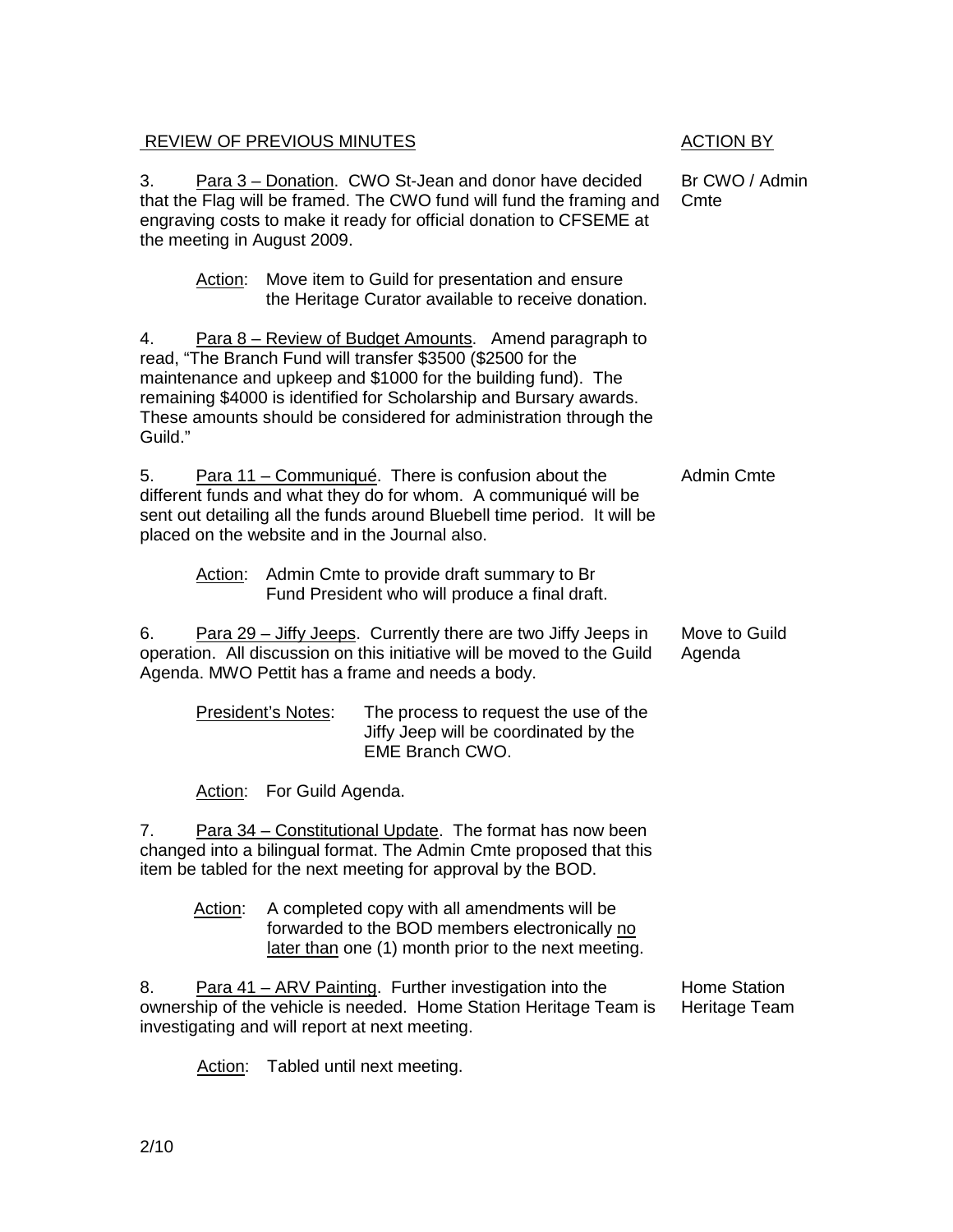| REVIEW OF PREVIOUS MINUTES | ACTION BY |
|---|---|
| 3. Para 3 – Donation. CWO St-Jean and donor have decided that the Flag will be framed. The CWO fund will fund the framing and engraving costs to make it ready for official donation to CFSEME at the meeting in August 2009.<br><br>Action: Move item to Guild for presentation and ensure the Heritage Curator available to receive donation. | Br CWO / Admin Cmte |
| 4. Para 8 – Review of Budget Amounts. Amend paragraph to read, "The Branch Fund will transfer $3500 ($2500 for the maintenance and upkeep and $1000 for the building fund). The remaining $4000 is identified for Scholarship and Bursary awards. These amounts should be considered for administration through the Guild." | |
| 5. Para 11 – Communiqué. There is confusion about the different funds and what they do for whom. A communiqué will be sent out detailing all the funds around Bluebell time period. It will be placed on the website and in the Journal also.<br><br>Action: Admin Cmte to provide draft summary to Br Fund President who will produce a final draft. | Admin Cmte |
| 6. Para 29 – Jiffy Jeeps. Currently there are two Jiffy Jeeps in operation. All discussion on this initiative will be moved to the Guild Agenda. MWO Pettit has a frame and needs a body.<br><br>President's Notes: The process to request the use of the Jiffy Jeep will be coordinated by the EME Branch CWO.<br><br>Action: For Guild Agenda. | Move to Guild Agenda |
| 7. Para 34 – Constitutional Update. The format has now been changed into a bilingual format. The Admin Cmte proposed that this item be tabled for the next meeting for approval by the BOD.<br><br>Action: A completed copy with all amendments will be forwarded to the BOD members electronically no later than one (1) month prior to the next meeting. | |
| 8. Para 41 – ARV Painting. Further investigation into the ownership of the vehicle is needed. Home Station Heritage Team is investigating and will report at next meeting.<br><br>Action: Tabled until next meeting. | Home Station Heritage Team |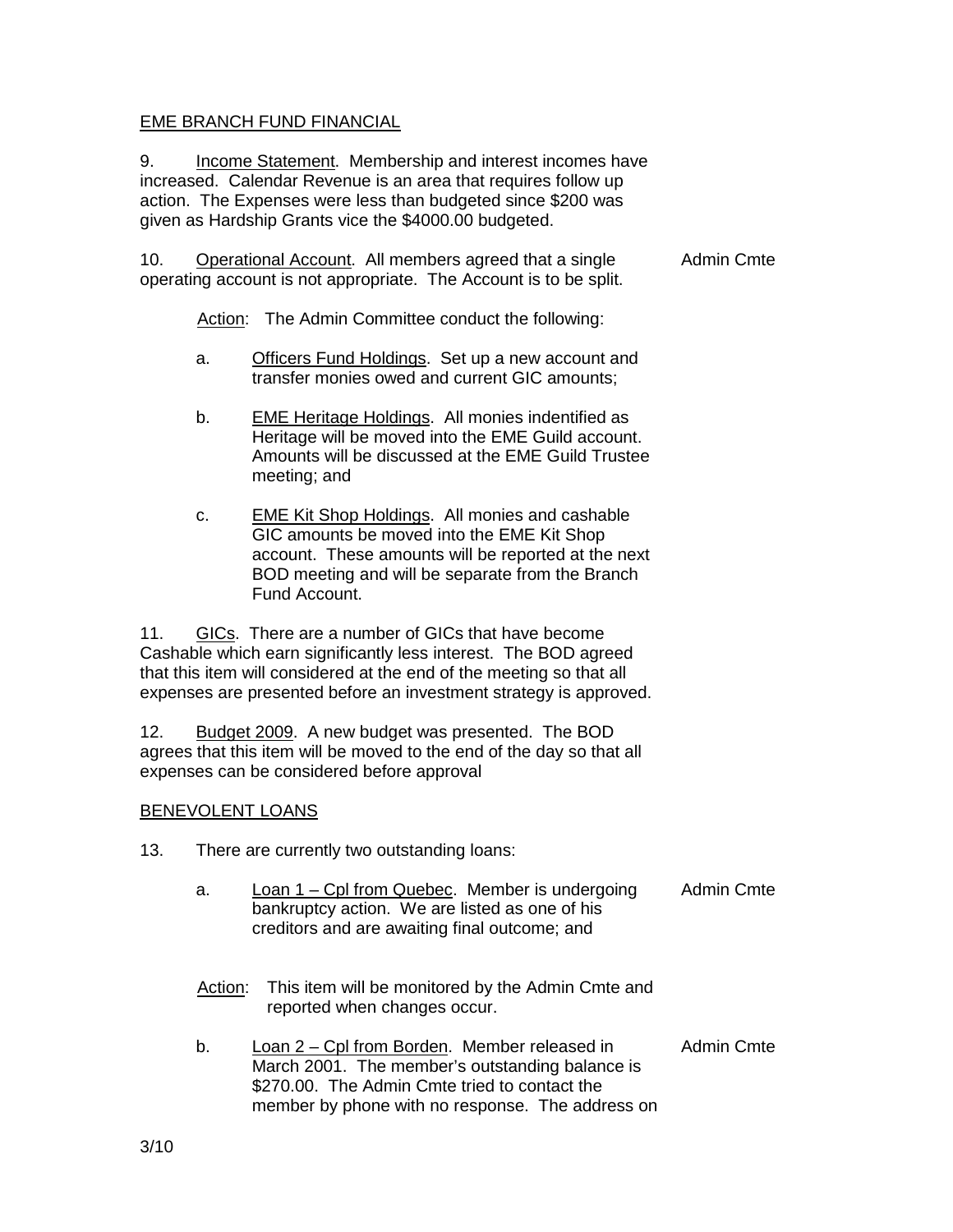EME BRANCH FUND FINANCIAL

9. Income Statement. Membership and interest incomes have increased. Calendar Revenue is an area that requires follow up action. The Expenses were less than budgeted since $200 was given as Hardship Grants vice the $4000.00 budgeted.

10. Operational Account. All members agreed that a single operating account is not appropriate. The Account is to be split. — Admin Cmte

Action: The Admin Committee conduct the following:

a. Officers Fund Holdings. Set up a new account and transfer monies owed and current GIC amounts;

b. EME Heritage Holdings. All monies indentified as Heritage will be moved into the EME Guild account. Amounts will be discussed at the EME Guild Trustee meeting; and

c. EME Kit Shop Holdings. All monies and cashable GIC amounts be moved into the EME Kit Shop account. These amounts will be reported at the next BOD meeting and will be separate from the Branch Fund Account.

11. GICs. There are a number of GICs that have become Cashable which earn significantly less interest. The BOD agreed that this item will considered at the end of the meeting so that all expenses are presented before an investment strategy is approved.

12. Budget 2009. A new budget was presented. The BOD agrees that this item will be moved to the end of the day so that all expenses can be considered before approval

BENEVOLENT LOANS

13. There are currently two outstanding loans:

a. Loan 1 – Cpl from Quebec. Member is undergoing bankruptcy action. We are listed as one of his creditors and are awaiting final outcome; and — Admin Cmte

Action: This item will be monitored by the Admin Cmte and reported when changes occur.

b. Loan 2 – Cpl from Borden. Member released in March 2001. The member's outstanding balance is $270.00. The Admin Cmte tried to contact the member by phone with no response. The address on — Admin Cmte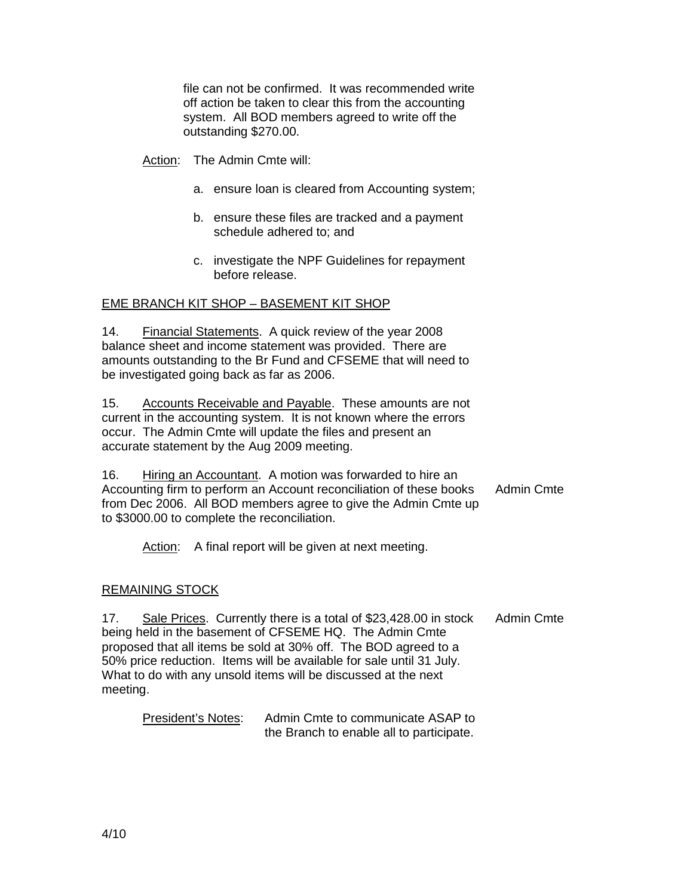file can not be confirmed. It was recommended write off action be taken to clear this from the accounting system. All BOD members agreed to write off the outstanding $270.00.

Action: The Admin Cmte will:

a. ensure loan is cleared from Accounting system;

b. ensure these files are tracked and a payment schedule adhered to; and

c. investigate the NPF Guidelines for repayment before release.

## EME BRANCH KIT SHOP – BASEMENT KIT SHOP

14. Financial Statements. A quick review of the year 2008 balance sheet and income statement was provided. There are amounts outstanding to the Br Fund and CFSEME that will need to be investigated going back as far as 2006.

15. Accounts Receivable and Payable. These amounts are not current in the accounting system. It is not known where the errors occur. The Admin Cmte will update the files and present an accurate statement by the Aug 2009 meeting.

16. Hiring an Accountant. A motion was forwarded to hire an Accounting firm to perform an Account reconciliation of these books from Dec 2006. All BOD members agree to give the Admin Cmte up to $3000.00 to complete the reconciliation. — Admin Cmte

Action: A final report will be given at next meeting.

## REMAINING STOCK

17. Sale Prices. Currently there is a total of $23,428.00 in stock being held in the basement of CFSEME HQ. The Admin Cmte proposed that all items be sold at 30% off. The BOD agreed to a 50% price reduction. Items will be available for sale until 31 July. What to do with any unsold items will be discussed at the next meeting. — Admin Cmte

President's Notes: Admin Cmte to communicate ASAP to the Branch to enable all to participate.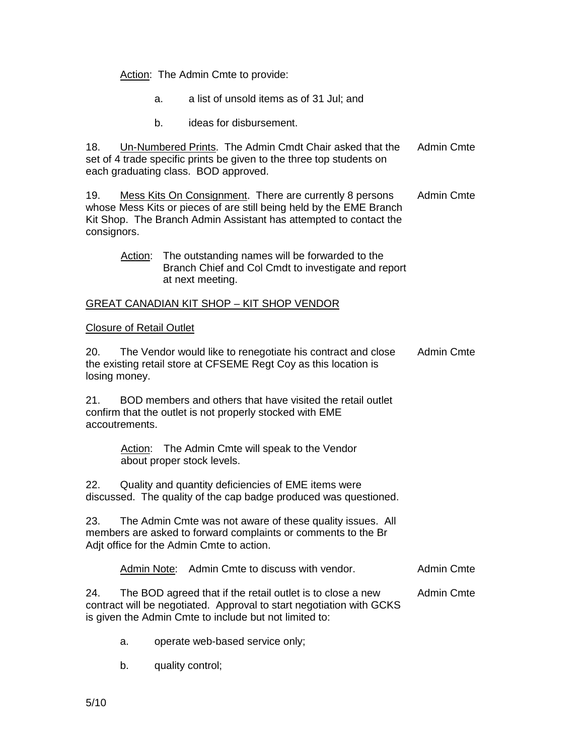Action: The Admin Cmte to provide:

a. a list of unsold items as of 31 Jul; and

b. ideas for disbursement.

18. Un-Numbered Prints. The Admin Cmdt Chair asked that the set of 4 trade specific prints be given to the three top students on each graduating class. BOD approved. — Admin Cmte

19. Mess Kits On Consignment. There are currently 8 persons whose Mess Kits or pieces of are still being held by the EME Branch Kit Shop. The Branch Admin Assistant has attempted to contact the consignors. — Admin Cmte

Action: The outstanding names will be forwarded to the Branch Chief and Col Cmdt to investigate and report at next meeting.

GREAT CANADIAN KIT SHOP – KIT SHOP VENDOR

Closure of Retail Outlet

20. The Vendor would like to renegotiate his contract and close the existing retail store at CFSEME Regt Coy as this location is losing money. — Admin Cmte

21. BOD members and others that have visited the retail outlet confirm that the outlet is not properly stocked with EME accoutrements.

Action: The Admin Cmte will speak to the Vendor about proper stock levels.

22. Quality and quantity deficiencies of EME items were discussed. The quality of the cap badge produced was questioned.

23. The Admin Cmte was not aware of these quality issues. All members are asked to forward complaints or comments to the Br Adjt office for the Admin Cmte to action.

Admin Note: Admin Cmte to discuss with vendor. — Admin Cmte

24. The BOD agreed that if the retail outlet is to close a new contract will be negotiated. Approval to start negotiation with GCKS is given the Admin Cmte to include but not limited to: — Admin Cmte

a. operate web-based service only;

b. quality control;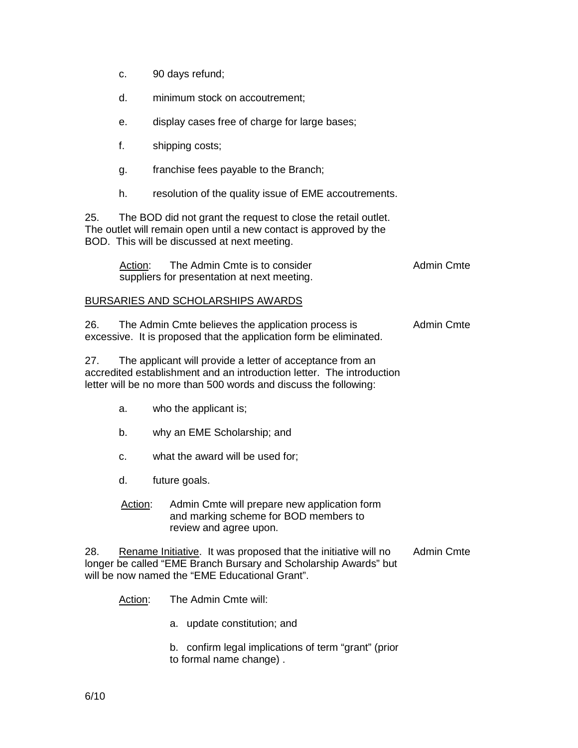c. 90 days refund;

d. minimum stock on accoutrement;

e. display cases free of charge for large bases;

f. shipping costs;

g. franchise fees payable to the Branch;

h. resolution of the quality issue of EME accoutrements.

25. The BOD did not grant the request to close the retail outlet. The outlet will remain open until a new contact is approved by the BOD. This will be discussed at next meeting.

<u>Action</u>: The Admin Cmte is to consider suppliers for presentation at next meeting. — Admin Cmte

<u>BURSARIES AND SCHOLARSHIPS AWARDS</u>

26. The Admin Cmte believes the application process is excessive. It is proposed that the application form be eliminated. — Admin Cmte

27. The applicant will provide a letter of acceptance from an accredited establishment and an introduction letter. The introduction letter will be no more than 500 words and discuss the following:

a. who the applicant is;

b. why an EME Scholarship; and

c. what the award will be used for;

d. future goals.

<u>Action</u>: Admin Cmte will prepare new application form and marking scheme for BOD members to review and agree upon.

28. <u>Rename Initiative</u>. It was proposed that the initiative will no longer be called "EME Branch Bursary and Scholarship Awards" but will be now named the "EME Educational Grant". — Admin Cmte

<u>Action</u>: The Admin Cmte will:

a. update constitution; and

b. confirm legal implications of term "grant" (prior to formal name change) .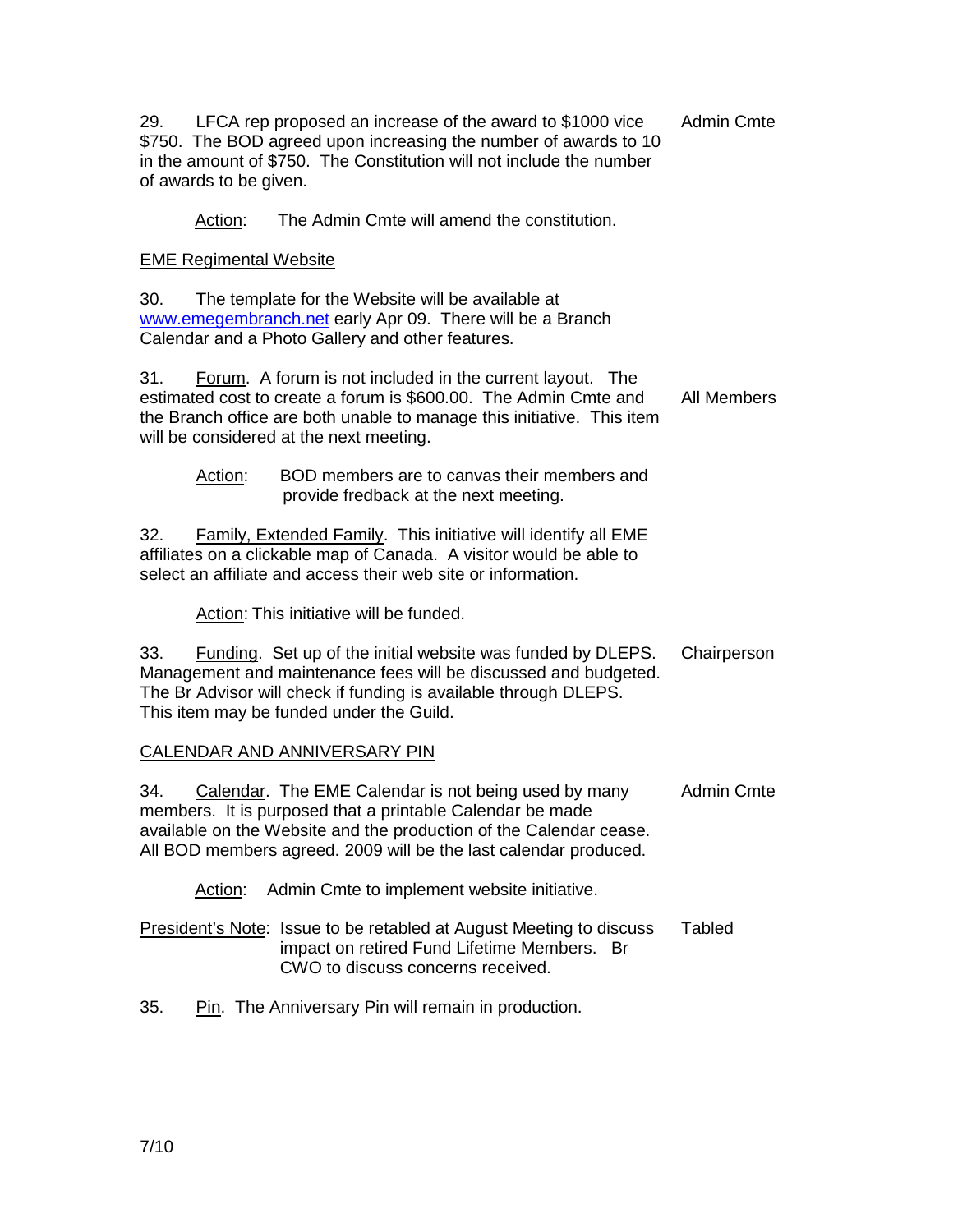29. LFCA rep proposed an increase of the award to $1000 vice $750. The BOD agreed upon increasing the number of awards to 10 in the amount of $750. The Constitution will not include the number of awards to be given. — Admin Cmte

Action: The Admin Cmte will amend the constitution.

EME Regimental Website

30. The template for the Website will be available at www.emegembranch.net early Apr 09. There will be a Branch Calendar and a Photo Gallery and other features.

31. Forum. A forum is not included in the current layout. The estimated cost to create a forum is $600.00. The Admin Cmte and the Branch office are both unable to manage this initiative. This item will be considered at the next meeting. — All Members

Action: BOD members are to canvas their members and provide fredback at the next meeting.

32. Family, Extended Family. This initiative will identify all EME affiliates on a clickable map of Canada. A visitor would be able to select an affiliate and access their web site or information.

Action: This initiative will be funded.

33. Funding. Set up of the initial website was funded by DLEPS. Management and maintenance fees will be discussed and budgeted. The Br Advisor will check if funding is available through DLEPS. This item may be funded under the Guild. — Chairperson

CALENDAR AND ANNIVERSARY PIN

34. Calendar. The EME Calendar is not being used by many members. It is purposed that a printable Calendar be made available on the Website and the production of the Calendar cease. All BOD members agreed. 2009 will be the last calendar produced. — Admin Cmte

Action: Admin Cmte to implement website initiative.

President's Note: Issue to be retabled at August Meeting to discuss impact on retired Fund Lifetime Members. Br CWO to discuss concerns received. — Tabled

35. Pin. The Anniversary Pin will remain in production.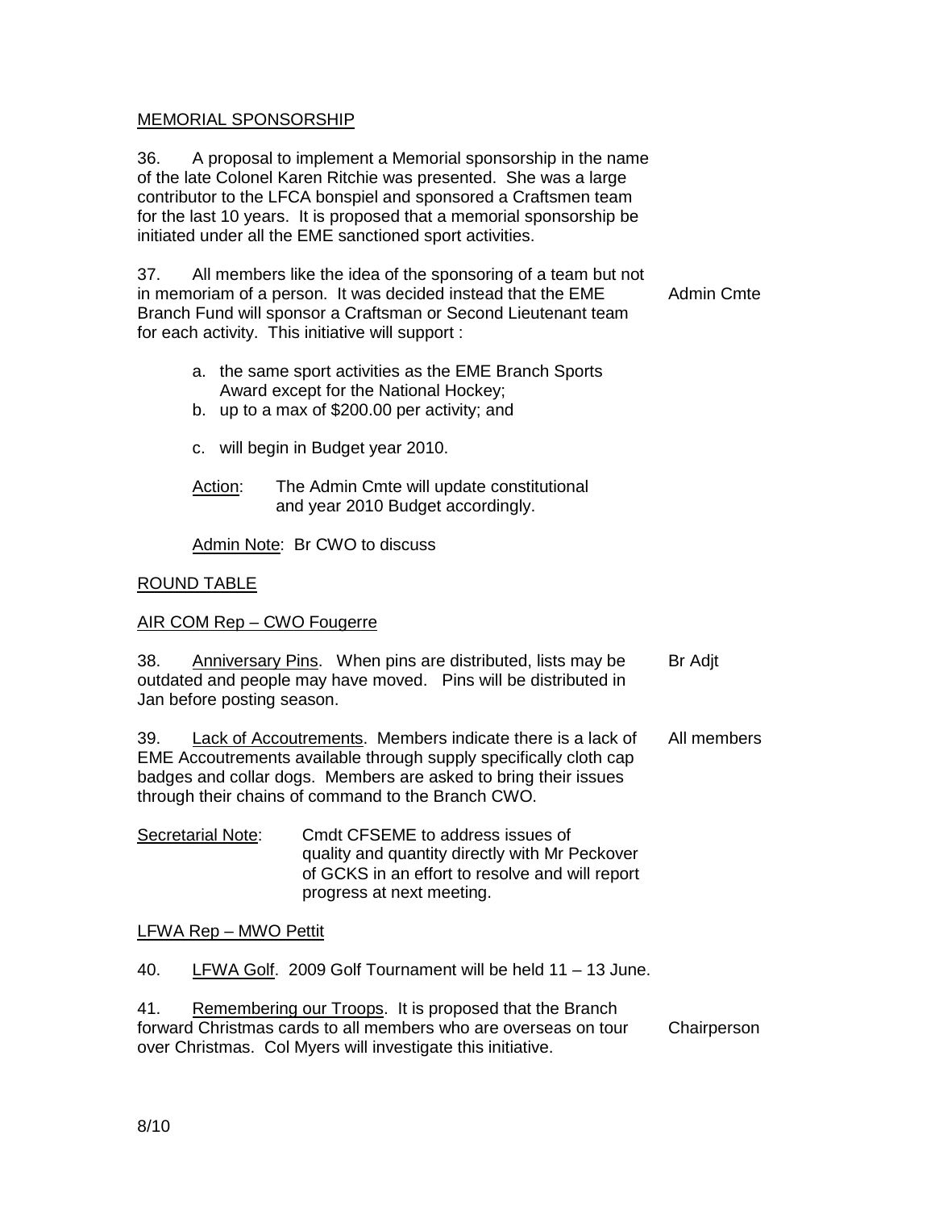MEMORIAL SPONSORSHIP

36. A proposal to implement a Memorial sponsorship in the name of the late Colonel Karen Ritchie was presented. She was a large contributor to the LFCA bonspiel and sponsored a Craftsmen team for the last 10 years. It is proposed that a memorial sponsorship be initiated under all the EME sanctioned sport activities.

37. All members like the idea of the sponsoring of a team but not in memoriam of a person. It was decided instead that the EME Branch Fund will sponsor a Craftsman or Second Lieutenant team for each activity. This initiative will support : **Admin Cmte**

a. the same sport activities as the EME Branch Sports Award except for the National Hockey;
b. up to a max of $200.00 per activity; and
c. will begin in Budget year 2010.

Action: The Admin Cmte will update constitutional and year 2010 Budget accordingly.

Admin Note: Br CWO to discuss

ROUND TABLE

AIR COM Rep – CWO Fougerre

38. Anniversary Pins. When pins are distributed, lists may be outdated and people may have moved. Pins will be distributed in Jan before posting season. **Br Adjt**

39. Lack of Accoutrements. Members indicate there is a lack of EME Accoutrements available through supply specifically cloth cap badges and collar dogs. Members are asked to bring their issues through their chains of command to the Branch CWO. **All members**

Secretarial Note: Cmdt CFSEME to address issues of quality and quantity directly with Mr Peckover of GCKS in an effort to resolve and will report progress at next meeting.

LFWA Rep – MWO Pettit

40. LFWA Golf. 2009 Golf Tournament will be held 11 – 13 June.

41. Remembering our Troops. It is proposed that the Branch forward Christmas cards to all members who are overseas on tour over Christmas. Col Myers will investigate this initiative. **Chairperson**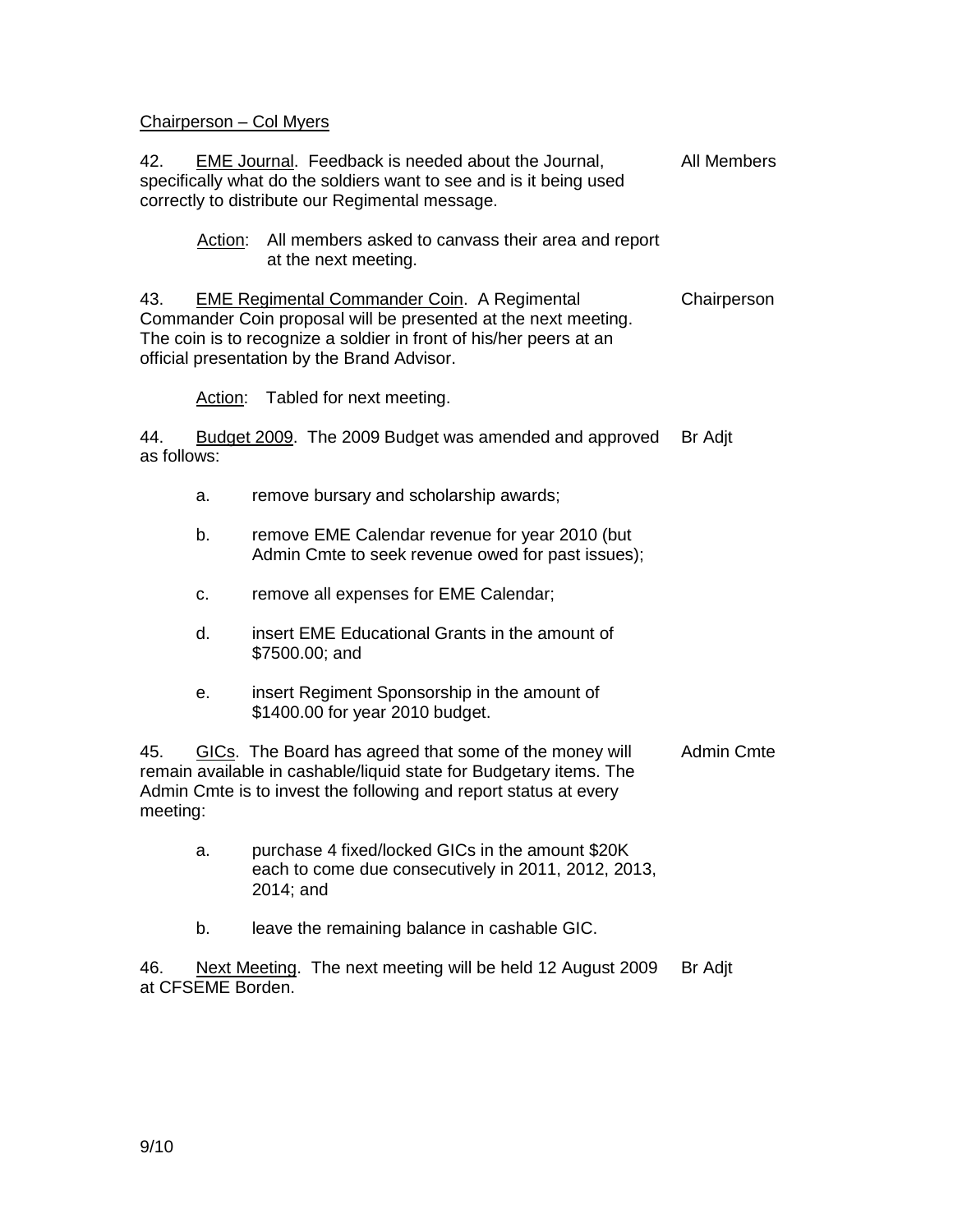Chairperson – Col Myers

42. EME Journal. Feedback is needed about the Journal, specifically what do the soldiers want to see and is it being used correctly to distribute our Regimental message. — All Members

Action: All members asked to canvass their area and report at the next meeting.

43. EME Regimental Commander Coin. A Regimental Commander Coin proposal will be presented at the next meeting. The coin is to recognize a soldier in front of his/her peers at an official presentation by the Brand Advisor. — Chairperson

Action: Tabled for next meeting.

44. Budget 2009. The 2009 Budget was amended and approved as follows: — Br Adjt

a. remove bursary and scholarship awards;

b. remove EME Calendar revenue for year 2010 (but Admin Cmte to seek revenue owed for past issues);

c. remove all expenses for EME Calendar;

d. insert EME Educational Grants in the amount of $7500.00; and

e. insert Regiment Sponsorship in the amount of $1400.00 for year 2010 budget.

45. GICs. The Board has agreed that some of the money will remain available in cashable/liquid state for Budgetary items. The Admin Cmte is to invest the following and report status at every meeting: — Admin Cmte

a. purchase 4 fixed/locked GICs in the amount $20K each to come due consecutively in 2011, 2012, 2013, 2014; and

b. leave the remaining balance in cashable GIC.

46. Next Meeting. The next meeting will be held 12 August 2009 at CFSEME Borden. — Br Adjt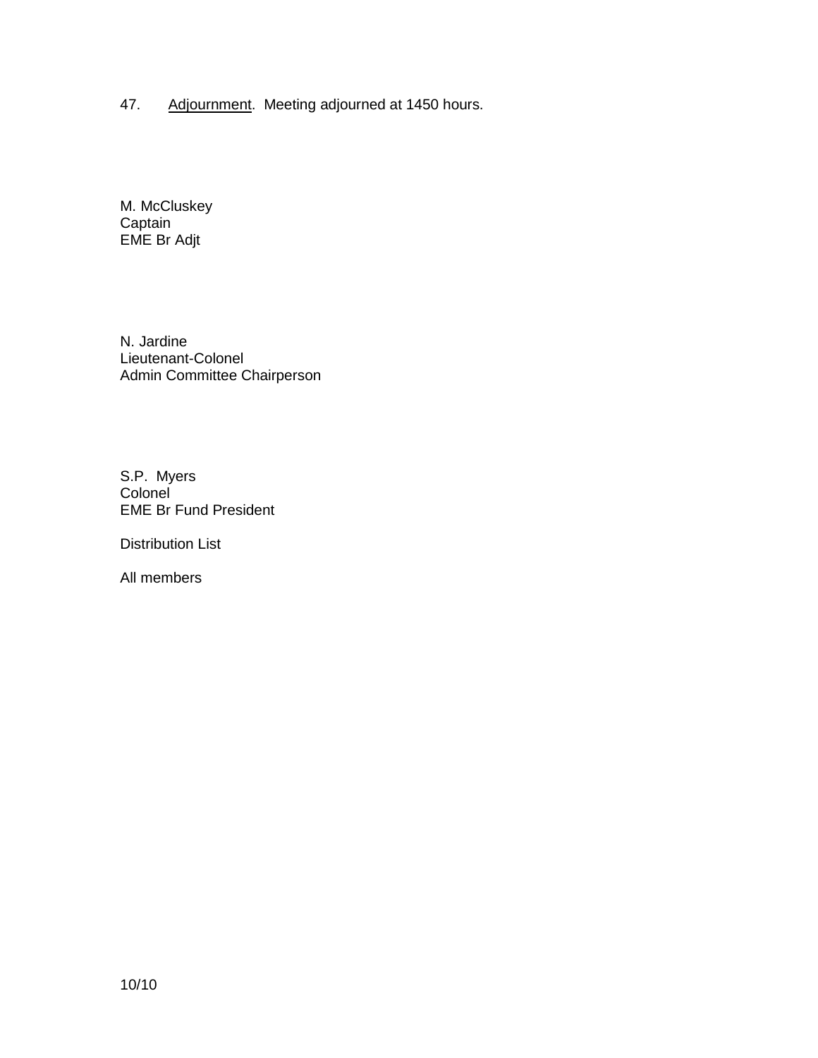47. <u>Adjournment</u>. Meeting adjourned at 1450 hours.

M. McCluskey
Captain
EME Br Adjt

N. Jardine
Lieutenant-Colonel
Admin Committee Chairperson

S.P. Myers
Colonel
EME Br Fund President

Distribution List

All members